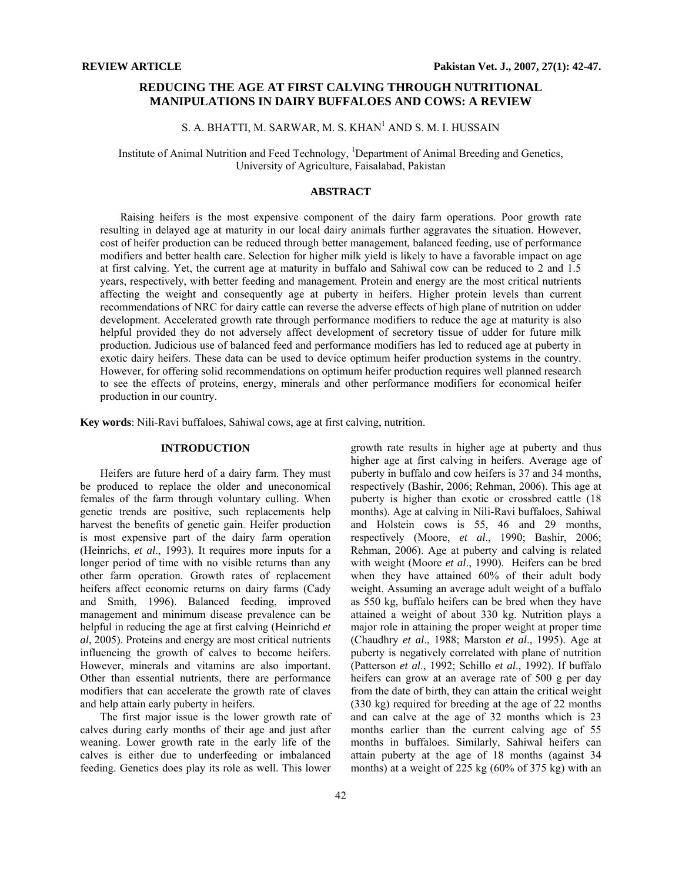**REVIEW ARTICLE**

# REDUCING THE AGE AT FIRST CALVING THROUGH NUTRITIONAL MANIPULATIONS IN DAIRY BUFFALOES AND COWS: A REVIEW

S. A. BHATTI, M. SARWAR, M. S. KHAN[1] AND S. M. I. HUSSAIN

Institute of Animal Nutrition and Feed Technology, [1]Department of Animal Breeding and Genetics, University of Agriculture, Faisalabad, Pakistan

## ABSTRACT

Raising heifers is the most expensive component of the dairy farm operations. Poor growth rate resulting in delayed age at maturity in our local dairy animals further aggravates the situation. However, cost of heifer production can be reduced through better management, balanced feeding, use of performance modifiers and better health care. Selection for higher milk yield is likely to have a favorable impact on age at first calving. Yet, the current age at maturity in buffalo and Sahiwal cow can be reduced to 2 and 1.5 years, respectively, with better feeding and management. Protein and energy are the most critical nutrients affecting the weight and consequently age at puberty in heifers. Higher protein levels than current recommendations of NRC for dairy cattle can reverse the adverse effects of high plane of nutrition on udder development. Accelerated growth rate through performance modifiers to reduce the age at maturity is also helpful provided they do not adversely affect development of secretory tissue of udder for future milk production. Judicious use of balanced feed and performance modifiers has led to reduced age at puberty in exotic dairy heifers. These data can be used to device optimum heifer production systems in the country. However, for offering solid recommendations on optimum heifer production requires well planned research to see the effects of proteins, energy, minerals and other performance modifiers for economical heifer production in our country.

**Key words**: Nili-Ravi buffaloes, Sahiwal cows, age at first calving, nutrition.

## INTRODUCTION

Heifers are future herd of a dairy farm. They must be produced to replace the older and uneconomical females of the farm through voluntary culling. When genetic trends are positive, such replacements help harvest the benefits of genetic gain. Heifer production is most expensive part of the dairy farm operation (Heinrichs, *et al*., 1993). It requires more inputs for a longer period of time with no visible returns than any other farm operation. Growth rates of replacement heifers affect economic returns on dairy farms (Cady and Smith, 1996). Balanced feeding, improved management and minimum disease prevalence can be helpful in reducing the age at first calving (Heinrichd *et al*, 2005). Proteins and energy are most critical nutrients influencing the growth of calves to become heifers. However, minerals and vitamins are also important. Other than essential nutrients, there are performance modifiers that can accelerate the growth rate of claves and help attain early puberty in heifers.

The first major issue is the lower growth rate of calves during early months of their age and just after weaning. Lower growth rate in the early life of the calves is either due to underfeeding or imbalanced feeding. Genetics does play its role as well. This lower growth rate results in higher age at puberty and thus higher age at first calving in heifers. Average age of puberty in buffalo and cow heifers is 37 and 34 months, respectively (Bashir, 2006; Rehman, 2006). This age at puberty is higher than exotic or crossbred cattle (18 months). Age at calving in Nili-Ravi buffaloes, Sahiwal and Holstein cows is 55, 46 and 29 months, respectively (Moore, *et al*., 1990; Bashir, 2006; Rehman, 2006). Age at puberty and calving is related with weight (Moore *et al*., 1990). Heifers can be bred when they have attained 60% of their adult body weight. Assuming an average adult weight of a buffalo as 550 kg, buffalo heifers can be bred when they have attained a weight of about 330 kg. Nutrition plays a major role in attaining the proper weight at proper time (Chaudhry *et al*., 1988; Marston *et al*., 1995). Age at puberty is negatively correlated with plane of nutrition (Patterson *et al*., 1992; Schillo *et al*., 1992). If buffalo heifers can grow at an average rate of 500 g per day from the date of birth, they can attain the critical weight (330 kg) required for breeding at the age of 22 months and can calve at the age of 32 months which is 23 months earlier than the current calving age of 55 months in buffaloes. Similarly, Sahiwal heifers can attain puberty at the age of 18 months (against 34 months) at a weight of 225 kg (60% of 375 kg) with an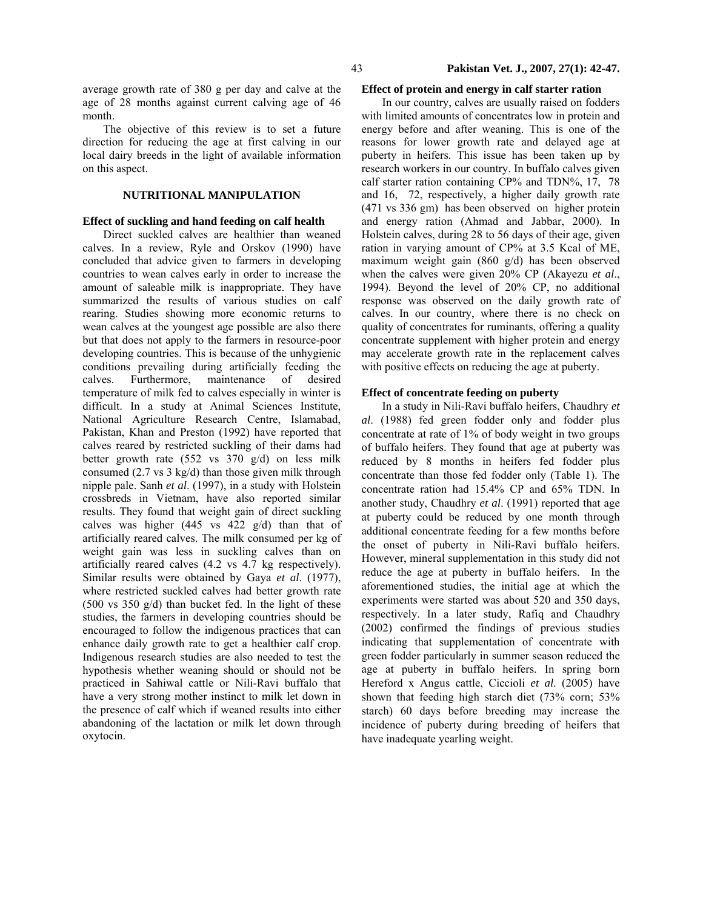average growth rate of 380 g per day and calve at the age of 28 months against current calving age of 46 month.

The objective of this review is to set a future direction for reducing the age at first calving in our local dairy breeds in the light of available information on this aspect.

## NUTRITIONAL MANIPULATION

### Effect of suckling and hand feeding on calf health

Direct suckled calves are healthier than weaned calves. In a review, Ryle and Orskov (1990) have concluded that advice given to farmers in developing countries to wean calves early in order to increase the amount of saleable milk is inappropriate. They have summarized the results of various studies on calf rearing. Studies showing more economic returns to wean calves at the youngest age possible are also there but that does not apply to the farmers in resource-poor developing countries. This is because of the unhygienic conditions prevailing during artificially feeding the calves. Furthermore, maintenance of desired temperature of milk fed to calves especially in winter is difficult. In a study at Animal Sciences Institute, National Agriculture Research Centre, Islamabad, Pakistan, Khan and Preston (1992) have reported that calves reared by restricted suckling of their dams had better growth rate (552 vs 370 g/d) on less milk consumed (2.7 vs 3 kg/d) than those given milk through nipple pale. Sanh *et al*. (1997), in a study with Holstein crossbreds in Vietnam, have also reported similar results. They found that weight gain of direct suckling calves was higher (445 vs 422 g/d) than that of artificially reared calves. The milk consumed per kg of weight gain was less in suckling calves than on artificially reared calves (4.2 vs 4.7 kg respectively). Similar results were obtained by Gaya *et al*. (1977), where restricted suckled calves had better growth rate (500 vs 350 g/d) than bucket fed. In the light of these studies, the farmers in developing countries should be encouraged to follow the indigenous practices that can enhance daily growth rate to get a healthier calf crop. Indigenous research studies are also needed to test the hypothesis whether weaning should or should not be practiced in Sahiwal cattle or Nili-Ravi buffalo that have a very strong mother instinct to milk let down in the presence of calf which if weaned results into either abandoning of the lactation or milk let down through oxytocin.

### Effect of protein and energy in calf starter ration

In our country, calves are usually raised on fodders with limited amounts of concentrates low in protein and energy before and after weaning. This is one of the reasons for lower growth rate and delayed age at puberty in heifers. This issue has been taken up by research workers in our country. In buffalo calves given calf starter ration containing CP% and TDN%, 17, 78 and 16, 72, respectively, a higher daily growth rate (471 vs 336 gm) has been observed on higher protein and energy ration (Ahmad and Jabbar, 2000). In Holstein calves, during 28 to 56 days of their age, given ration in varying amount of CP% at 3.5 Kcal of ME, maximum weight gain (860 g/d) has been observed when the calves were given 20% CP (Akayezu *et al*., 1994). Beyond the level of 20% CP, no additional response was observed on the daily growth rate of calves. In our country, where there is no check on quality of concentrates for ruminants, offering a quality concentrate supplement with higher protein and energy may accelerate growth rate in the replacement calves with positive effects on reducing the age at puberty.

### Effect of concentrate feeding on puberty

In a study in Nili-Ravi buffalo heifers, Chaudhry *et al*. (1988) fed green fodder only and fodder plus concentrate at rate of 1% of body weight in two groups of buffalo heifers. They found that age at puberty was reduced by 8 months in heifers fed fodder plus concentrate than those fed fodder only (Table 1). The concentrate ration had 15.4% CP and 65% TDN. In another study, Chaudhry *et al*. (1991) reported that age at puberty could be reduced by one month through additional concentrate feeding for a few months before the onset of puberty in Nili-Ravi buffalo heifers. However, mineral supplementation in this study did not reduce the age at puberty in buffalo heifers. In the aforementioned studies, the initial age at which the experiments were started was about 520 and 350 days, respectively. In a later study, Rafiq and Chaudhry (2002) confirmed the findings of previous studies indicating that supplementation of concentrate with green fodder particularly in summer season reduced the age at puberty in buffalo heifers. In spring born Hereford x Angus cattle, Ciccioli *et al.* (2005) have shown that feeding high starch diet (73% corn; 53% starch) 60 days before breeding may increase the incidence of puberty during breeding of heifers that have inadequate yearling weight.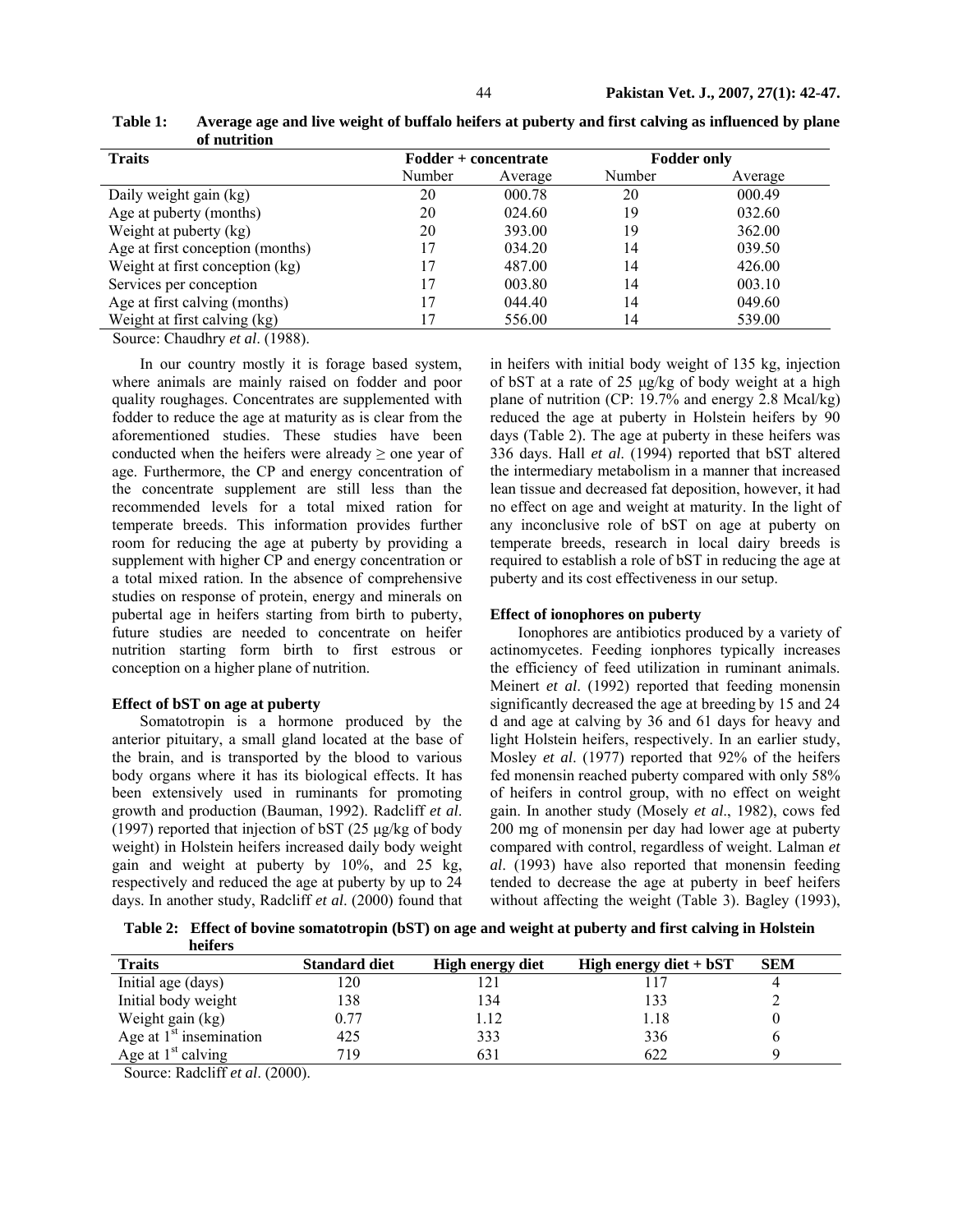**Table 1: Average age and live weight of buffalo heifers at puberty and first calving as influenced by plane of nutrition**

| Traits | Fodder + concentrate | | Fodder only | |
|---|---|---|---|---|
| | Number | Average | Number | Average |
| Daily weight gain (kg) | 20 | 000.78 | 20 | 000.49 |
| Age at puberty (months) | 20 | 024.60 | 19 | 032.60 |
| Weight at puberty (kg) | 20 | 393.00 | 19 | 362.00 |
| Age at first conception (months) | 17 | 034.20 | 14 | 039.50 |
| Weight at first conception (kg) | 17 | 487.00 | 14 | 426.00 |
| Services per conception | 17 | 003.80 | 14 | 003.10 |
| Age at first calving (months) | 17 | 044.40 | 14 | 049.60 |
| Weight at first calving (kg) | 17 | 556.00 | 14 | 539.00 |

Source: Chaudhry *et al*. (1988).

In our country mostly it is forage based system, where animals are mainly raised on fodder and poor quality roughages. Concentrates are supplemented with fodder to reduce the age at maturity as is clear from the aforementioned studies. These studies have been conducted when the heifers were already ≥ one year of age. Furthermore, the CP and energy concentration of the concentrate supplement are still less than the recommended levels for a total mixed ration for temperate breeds. This information provides further room for reducing the age at puberty by providing a supplement with higher CP and energy concentration or a total mixed ration. In the absence of comprehensive studies on response of protein, energy and minerals on pubertal age in heifers starting from birth to puberty, future studies are needed to concentrate on heifer nutrition starting form birth to first estrous or conception on a higher plane of nutrition.

### Effect of bST on age at puberty

Somatotropin is a hormone produced by the anterior pituitary, a small gland located at the base of the brain, and is transported by the blood to various body organs where it has its biological effects. It has been extensively used in ruminants for promoting growth and production (Bauman, 1992). Radcliff *et al*. (1997) reported that injection of bST (25 μg/kg of body weight) in Holstein heifers increased daily body weight gain and weight at puberty by 10%, and 25 kg, respectively and reduced the age at puberty by up to 24 days. In another study, Radcliff *et al*. (2000) found that in heifers with initial body weight of 135 kg, injection of bST at a rate of 25 μg/kg of body weight at a high plane of nutrition (CP: 19.7% and energy 2.8 Mcal/kg) reduced the age at puberty in Holstein heifers by 90 days (Table 2). The age at puberty in these heifers was 336 days. Hall *et al.* (1994) reported that bST altered the intermediary metabolism in a manner that increased lean tissue and decreased fat deposition, however, it had no effect on age and weight at maturity. In the light of any inconclusive role of bST on age at puberty on temperate breeds, research in local dairy breeds is required to establish a role of bST in reducing the age at puberty and its cost effectiveness in our setup.

### Effect of ionophores on puberty

Ionophores are antibiotics produced by a variety of actinomycetes. Feeding ionphores typically increases the efficiency of feed utilization in ruminant animals. Meinert *et al*. (1992) reported that feeding monensin significantly decreased the age at breeding by 15 and 24 d and age at calving by 36 and 61 days for heavy and light Holstein heifers, respectively. In an earlier study, Mosley *et al*. (1977) reported that 92% of the heifers fed monensin reached puberty compared with only 58% of heifers in control group, with no effect on weight gain. In another study (Mosely *et al*., 1982), cows fed 200 mg of monensin per day had lower age at puberty compared with control, regardless of weight. Lalman *et al*. (1993) have also reported that monensin feeding tended to decrease the age at puberty in beef heifers without affecting the weight (Table 3). Bagley (1993),

**Table 2: Effect of bovine somatotropin (bST) on age and weight at puberty and first calving in Holstein heifers**

| Traits | Standard diet | High energy diet | High energy diet + bST | SEM |
|---|---|---|---|---|
| Initial age (days) | 120 | 121 | 117 | 4 |
| Initial body weight | 138 | 134 | 133 | 2 |
| Weight gain (kg) | 0.77 | 1.12 | 1.18 | 0 |
| Age at 1st insemination | 425 | 333 | 336 | 6 |
| Age at 1st calving | 719 | 631 | 622 | 9 |

Source: Radcliff *et al*. (2000).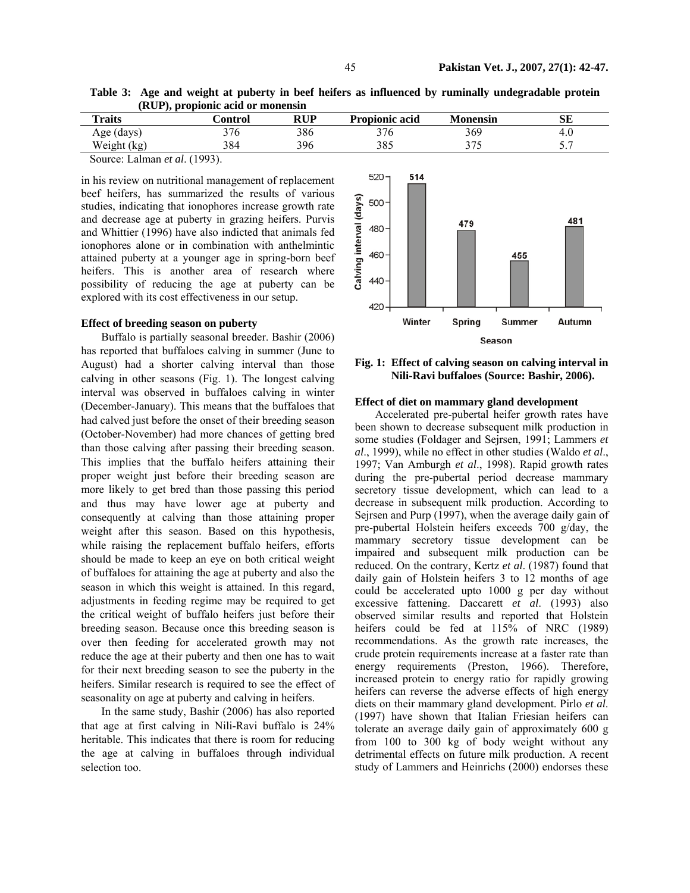**Table 3: Age and weight at puberty in beef heifers as influenced by ruminally undegradable protein (RUP), propionic acid or monensin**

| Traits | Control | RUP | Propionic acid | Monensin | SE |
|---|---|---|---|---|---|
| Age (days) | 376 | 386 | 376 | 369 | 4.0 |
| Weight (kg) | 384 | 396 | 385 | 375 | 5.7 |

Source: Lalman *et al*. (1993).

in his review on nutritional management of replacement beef heifers, has summarized the results of various studies, indicating that ionophores increase growth rate and decrease age at puberty in grazing heifers. Purvis and Whittier (1996) have also indicted that animals fed ionophores alone or in combination with anthelmintic attained puberty at a younger age in spring-born beef heifers. This is another area of research where possibility of reducing the age at puberty can be explored with its cost effectiveness in our setup.

### Effect of breeding season on puberty

Buffalo is partially seasonal breeder. Bashir (2006) has reported that buffaloes calving in summer (June to August) had a shorter calving interval than those calving in other seasons (Fig. 1). The longest calving interval was observed in buffaloes calving in winter (December-January). This means that the buffaloes that had calved just before the onset of their breeding season (October-November) had more chances of getting bred than those calving after passing their breeding season. This implies that the buffalo heifers attaining their proper weight just before their breeding season are more likely to get bred than those passing this period and thus may have lower age at puberty and consequently at calving than those attaining proper weight after this season. Based on this hypothesis, while raising the replacement buffalo heifers, efforts should be made to keep an eye on both critical weight of buffaloes for attaining the age at puberty and also the season in which this weight is attained. In this regard, adjustments in feeding regime may be required to get the critical weight of buffalo heifers just before their breeding season. Because once this breeding season is over then feeding for accelerated growth may not reduce the age at their puberty and then one has to wait for their next breeding season to see the puberty in the heifers. Similar research is required to see the effect of seasonality on age at puberty and calving in heifers.

In the same study, Bashir (2006) has also reported that age at first calving in Nili-Ravi buffalo is 24% heritable. This indicates that there is room for reducing the age at calving in buffaloes through individual selection too.

**Fig. 1: Effect of calving season on calving interval in Nili-Ravi buffaloes (Source: Bashir, 2006).**

### Effect of diet on mammary gland development

Accelerated pre-pubertal heifer growth rates have been shown to decrease subsequent milk production in some studies (Foldager and Sejrsen, 1991; Lammers *et al*., 1999), while no effect in other studies (Waldo *et al*., 1997; Van Amburgh *et al*., 1998). Rapid growth rates during the pre-pubertal period decrease mammary secretory tissue development, which can lead to a decrease in subsequent milk production. According to Sejrsen and Purp (1997), when the average daily gain of pre-pubertal Holstein heifers exceeds 700 g/day, the mammary secretory tissue development can be impaired and subsequent milk production can be reduced. On the contrary, Kertz *et al*. (1987) found that daily gain of Holstein heifers 3 to 12 months of age could be accelerated upto 1000 g per day without excessive fattening. Daccarett *et al*. (1993) also observed similar results and reported that Holstein heifers could be fed at 115% of NRC (1989) recommendations. As the growth rate increases, the crude protein requirements increase at a faster rate than energy requirements (Preston, 1966). Therefore, increased protein to energy ratio for rapidly growing heifers can reverse the adverse effects of high energy diets on their mammary gland development. Pirlo *et al.* (1997) have shown that Italian Friesian heifers can tolerate an average daily gain of approximately 600 g from 100 to 300 kg of body weight without any detrimental effects on future milk production. A recent study of Lammers and Heinrichs (2000) endorses these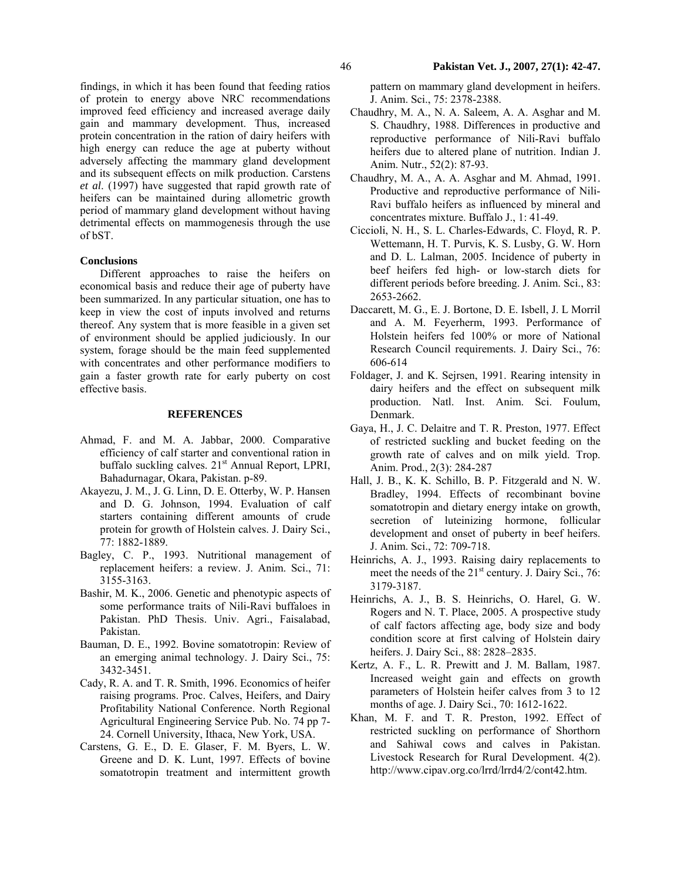findings, in which it has been found that feeding ratios of protein to energy above NRC recommendations improved feed efficiency and increased average daily gain and mammary development. Thus, increased protein concentration in the ration of dairy heifers with high energy can reduce the age at puberty without adversely affecting the mammary gland development and its subsequent effects on milk production. Carstens *et al*. (1997) have suggested that rapid growth rate of heifers can be maintained during allometric growth period of mammary gland development without having detrimental effects on mammogenesis through the use of bST.

### Conclusions

Different approaches to raise the heifers on economical basis and reduce their age of puberty have been summarized. In any particular situation, one has to keep in view the cost of inputs involved and returns thereof. Any system that is more feasible in a given set of environment should be applied judiciously. In our system, forage should be the main feed supplemented with concentrates and other performance modifiers to gain a faster growth rate for early puberty on cost effective basis.

## REFERENCES

Ahmad, F. and M. A. Jabbar, 2000. Comparative efficiency of calf starter and conventional ration in buffalo suckling calves. 21st Annual Report, LPRI, Bahadurnagar, Okara, Pakistan. p-89.

Akayezu, J. M., J. G. Linn, D. E. Otterby, W. P. Hansen and D. G. Johnson, 1994. Evaluation of calf starters containing different amounts of crude protein for growth of Holstein calves. J. Dairy Sci., 77: 1882-1889.

Bagley, C. P., 1993. Nutritional management of replacement heifers: a review. J. Anim. Sci., 71: 3155-3163.

Bashir, M. K., 2006. Genetic and phenotypic aspects of some performance traits of Nili-Ravi buffaloes in Pakistan. PhD Thesis. Univ. Agri., Faisalabad, Pakistan.

Bauman, D. E., 1992. Bovine somatotropin: Review of an emerging animal technology. J. Dairy Sci., 75: 3432-3451.

Cady, R. A. and T. R. Smith, 1996. Economics of heifer raising programs. Proc. Calves, Heifers, and Dairy Profitability National Conference. North Regional Agricultural Engineering Service Pub. No. 74 pp 7-24. Cornell University, Ithaca, New York, USA.

Carstens, G. E., D. E. Glaser, F. M. Byers, L. W. Greene and D. K. Lunt, 1997. Effects of bovine somatotropin treatment and intermittent growth pattern on mammary gland development in heifers. J. Anim. Sci., 75: 2378-2388.

Chaudhry, M. A., N. A. Saleem, A. A. Asghar and M. S. Chaudhry, 1988. Differences in productive and reproductive performance of Nili-Ravi buffalo heifers due to altered plane of nutrition. Indian J. Anim. Nutr., 52(2): 87-93.

Chaudhry, M. A., A. A. Asghar and M. Ahmad, 1991. Productive and reproductive performance of Nili-Ravi buffalo heifers as influenced by mineral and concentrates mixture. Buffalo J., 1: 41-49.

Ciccioli, N. H., S. L. Charles-Edwards, C. Floyd, R. P. Wettemann, H. T. Purvis, K. S. Lusby, G. W. Horn and D. L. Lalman, 2005. Incidence of puberty in beef heifers fed high- or low-starch diets for different periods before breeding. J. Anim. Sci., 83: 2653-2662.

Daccarett, M. G., E. J. Bortone, D. E. Isbell, J. L Morril and A. M. Feyerherm, 1993. Performance of Holstein heifers fed 100% or more of National Research Council requirements. J. Dairy Sci., 76: 606-614

Foldager, J. and K. Sejrsen, 1991. Rearing intensity in dairy heifers and the effect on subsequent milk production. Natl. Inst. Anim. Sci. Foulum, Denmark.

Gaya, H., J. C. Delaitre and T. R. Preston, 1977. Effect of restricted suckling and bucket feeding on the growth rate of calves and on milk yield. Trop. Anim. Prod., 2(3): 284-287

Hall, J. B., K. K. Schillo, B. P. Fitzgerald and N. W. Bradley, 1994. Effects of recombinant bovine somatotropin and dietary energy intake on growth, secretion of luteinizing hormone, follicular development and onset of puberty in beef heifers. J. Anim. Sci., 72: 709-718.

Heinrichs, A. J., 1993. Raising dairy replacements to meet the needs of the 21st century. J. Dairy Sci., 76: 3179-3187.

Heinrichs, A. J., B. S. Heinrichs, O. Harel, G. W. Rogers and N. T. Place, 2005. A prospective study of calf factors affecting age, body size and body condition score at first calving of Holstein dairy heifers. J. Dairy Sci., 88: 2828–2835.

Kertz, A. F., L. R. Prewitt and J. M. Ballam, 1987. Increased weight gain and effects on growth parameters of Holstein heifer calves from 3 to 12 months of age. J. Dairy Sci., 70: 1612-1622.

Khan, M. F. and T. R. Preston, 1992. Effect of restricted suckling on performance of Shorthorn and Sahiwal cows and calves in Pakistan. Livestock Research for Rural Development. 4(2). http://www.cipav.org.co/lrrd/lrrd4/2/cont42.htm.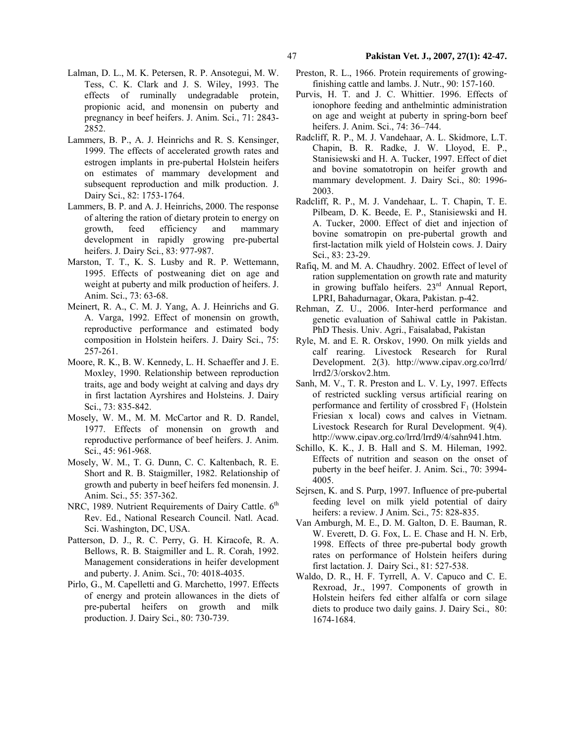Lalman, D. L., M. K. Petersen, R. P. Ansotegui, M. W. Tess, C. K. Clark and J. S. Wiley, 1993. The effects of ruminally undegradable protein, propionic acid, and monensin on puberty and pregnancy in beef heifers. J. Anim. Sci., 71: 2843-2852.

Lammers, B. P., A. J. Heinrichs and R. S. Kensinger, 1999. The effects of accelerated growth rates and estrogen implants in pre-pubertal Holstein heifers on estimates of mammary development and subsequent reproduction and milk production. J. Dairy Sci., 82: 1753-1764.

Lammers, B. P. and A. J. Heinrichs, 2000. The response of altering the ration of dietary protein to energy on growth, feed efficiency and mammary development in rapidly growing pre-pubertal heifers. J. Dairy Sci., 83: 977-987.

Marston, T. T., K. S. Lusby and R. P. Wettemann, 1995. Effects of postweaning diet on age and weight at puberty and milk production of heifers. J. Anim. Sci., 73: 63-68.

Meinert, R. A., C. M. J. Yang, A. J. Heinrichs and G. A. Varga, 1992. Effect of monensin on growth, reproductive performance and estimated body composition in Holstein heifers. J. Dairy Sci., 75: 257-261.

Moore, R. K., B. W. Kennedy, L. H. Schaeffer and J. E. Moxley, 1990. Relationship between reproduction traits, age and body weight at calving and days dry in first lactation Ayrshires and Holsteins. J. Dairy Sci., 73: 835-842.

Mosely, W. M., M. M. McCartor and R. D. Randel, 1977. Effects of monensin on growth and reproductive performance of beef heifers. J. Anim. Sci., 45: 961-968.

Mosely, W. M., T. G. Dunn, C. C. Kaltenbach, R. E. Short and R. B. Staigmiller, 1982. Relationship of growth and puberty in beef heifers fed monensin. J. Anim. Sci., 55: 357-362.

NRC, 1989. Nutrient Requirements of Dairy Cattle. 6th Rev. Ed., National Research Council. Natl. Acad. Sci. Washington, DC, USA.

Patterson, D. J., R. C. Perry, G. H. Kiracofe, R. A. Bellows, R. B. Staigmiller and L. R. Corah, 1992. Management considerations in heifer development and puberty. J. Anim. Sci., 70: 4018-4035.

Pirlo, G., M. Capelletti and G. Marchetto, 1997. Effects of energy and protein allowances in the diets of pre-pubertal heifers on growth and milk production. J. Dairy Sci., 80: 730-739.

Preston, R. L., 1966. Protein requirements of growing-finishing cattle and lambs. J. Nutr., 90: 157-160.

Purvis, H. T. and J. C. Whittier. 1996. Effects of ionophore feeding and anthelmintic administration on age and weight at puberty in spring-born beef heifers. J. Anim. Sci., 74: 36–744.

Radcliff, R. P., M. J. Vandehaar, A. L. Skidmore, L.T. Chapin, B. R. Radke, J. W. Lloyod, E. P., Stanisiewski and H. A. Tucker, 1997. Effect of diet and bovine somatotropin on heifer growth and mammary development. J. Dairy Sci., 80: 1996-2003.

Radcliff, R. P., M. J. Vandehaar, L. T. Chapin, T. E. Pilbeam, D. K. Beede, E. P., Stanisiewski and H. A. Tucker, 2000. Effect of diet and injection of bovine somatropin on pre-pubertal growth and first-lactation milk yield of Holstein cows. J. Dairy Sci., 83: 23-29.

Rafiq, M. and M. A. Chaudhry. 2002. Effect of level of ration supplementation on growth rate and maturity in growing buffalo heifers. 23rd Annual Report, LPRI, Bahadurnagar, Okara, Pakistan. p-42.

Rehman, Z. U., 2006. Inter-herd performance and genetic evaluation of Sahiwal cattle in Pakistan. PhD Thesis. Univ. Agri., Faisalabad, Pakistan

Ryle, M. and E. R. Orskov, 1990. On milk yields and calf rearing. Livestock Research for Rural Development. 2(3). http://www.cipav.org.co/lrrd/lrrd2/3/orskov2.htm.

Sanh, M. V., T. R. Preston and L. V. Ly, 1997. Effects of restricted suckling versus artificial rearing on performance and fertility of crossbred $F_1$ (Holstein Friesian x local) cows and calves in Vietnam. Livestock Research for Rural Development. 9(4). http://www.cipav.org.co/lrrd/lrrd9/4/sahn941.htm.

Schillo, K. K., J. B. Hall and S. M. Hileman, 1992. Effects of nutrition and season on the onset of puberty in the beef heifer. J. Anim. Sci., 70: 3994-4005.

Sejrsen, K. and S. Purp, 1997. Influence of pre-pubertal feeding level on milk yield potential of dairy heifers: a review. J Anim. Sci., 75: 828-835.

Van Amburgh, M. E., D. M. Galton, D. E. Bauman, R. W. Everett, D. G. Fox, L. E. Chase and H. N. Erb, 1998. Effects of three pre-pubertal body growth rates on performance of Holstein heifers during first lactation. J. Dairy Sci., 81: 527-538.

Waldo, D. R., H. F. Tyrrell, A. V. Capuco and C. E. Rexroad, Jr., 1997. Components of growth in Holstein heifers fed either alfalfa or corn silage diets to produce two daily gains. J. Dairy Sci., 80: 1674-1684.